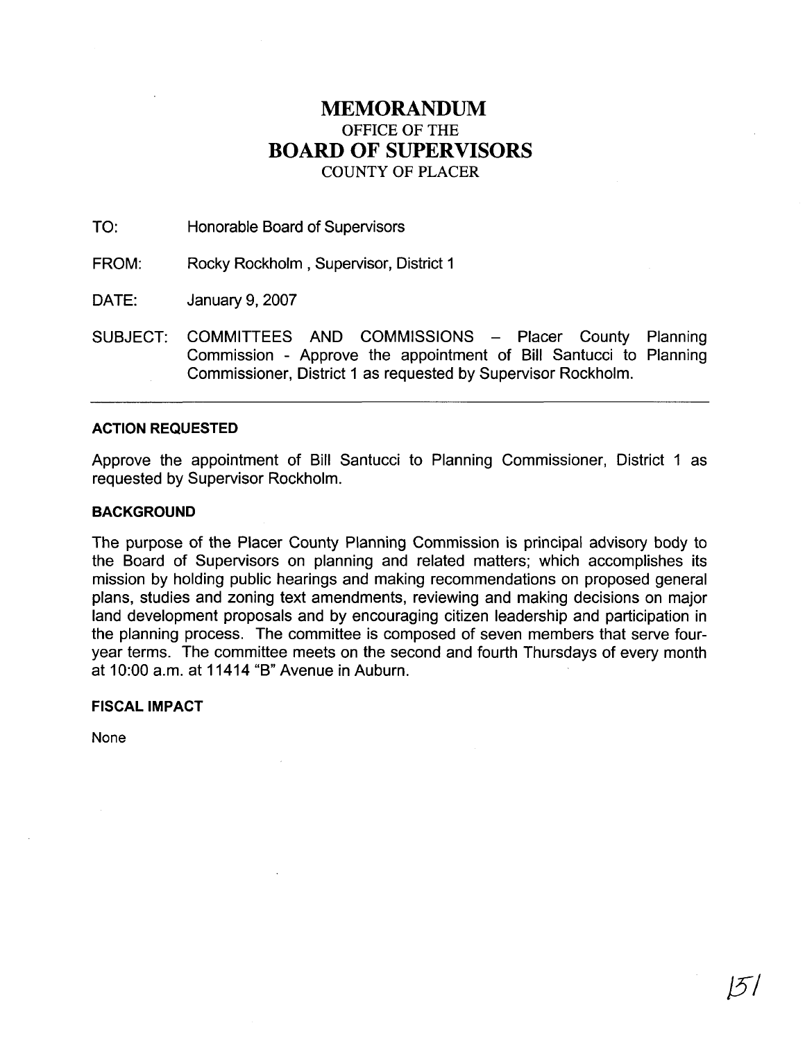# MEMORANDUM

OFFICE OF THE

# BOARD OF SUPERVISORS

COUNTY OF PLACER

TO: Honorable Board of Supervisors

FROM: Rocky Rockholm , Supervisor, District 1

DATE: January 9, 2007

SUBJECT: COMMITTEES AND COMMISSIONS – Placer County Planning Commission - Approve the appointment of Bill Santucci to Planning Commissioner, District 1 as requested by Supervisor Rockholm.

---

**ACTION REQUESTED**

Approve the appointment of Bill Santucci to Planning Commissioner, District 1 as requested by Supervisor Rockholm.

**BACKGROUND**

The purpose of the Placer County Planning Commission is principal advisory body to the Board of Supervisors on planning and related matters; which accomplishes its mission by holding public hearings and making recommendations on proposed general plans, studies and zoning text amendments, reviewing and making decisions on major land development proposals and by encouraging citizen leadership and participation in the planning process. The committee is composed of seven members that serve four-year terms. The committee meets on the second and fourth Thursdays of every month at 10:00 a.m. at 11414 "B" Avenue in Auburn.

**FISCAL IMPACT**

None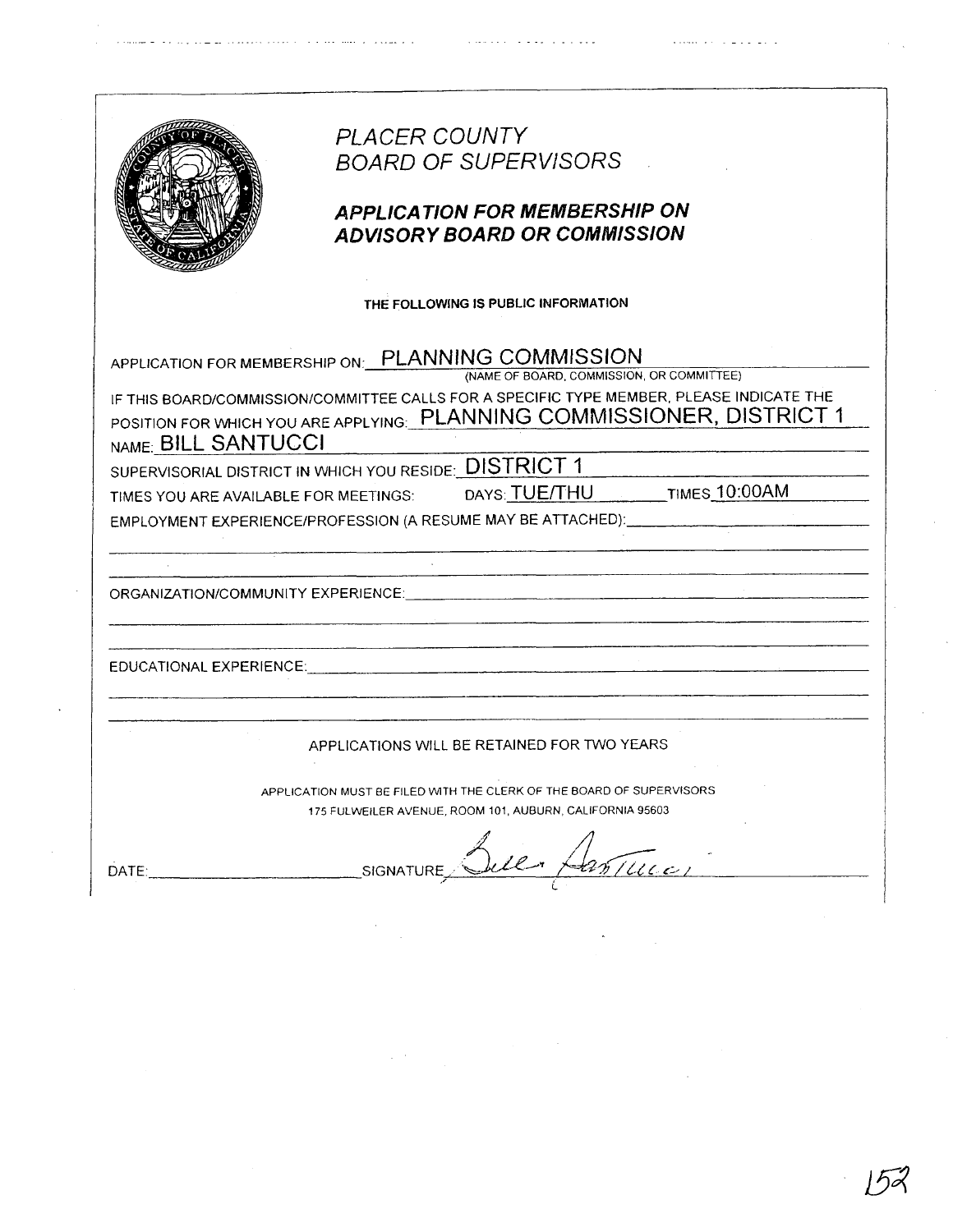# PLACER COUNTY
# BOARD OF SUPERVISORS

## *APPLICATION FOR MEMBERSHIP ON ADVISORY BOARD OR COMMISSION*

**THE FOLLOWING IS PUBLIC INFORMATION**

APPLICATION FOR MEMBERSHIP ON: PLANNING COMMISSION
(NAME OF BOARD, COMMISSION, OR COMMITTEE)

IF THIS BOARD/COMMISSION/COMMITTEE CALLS FOR A SPECIFIC TYPE MEMBER, PLEASE INDICATE THE POSITION FOR WHICH YOU ARE APPLYING: PLANNING COMMISSIONER, DISTRICT 1

NAME: BILL SANTUCCI

SUPERVISORIAL DISTRICT IN WHICH YOU RESIDE: DISTRICT 1

TIMES YOU ARE AVAILABLE FOR MEETINGS: DAYS: TUE/THU TIMES 10:00AM

EMPLOYMENT EXPERIENCE/PROFESSION (A RESUME MAY BE ATTACHED): ______________________

ORGANIZATION/COMMUNITY EXPERIENCE: ______________________

EDUCATIONAL EXPERIENCE: ______________________

APPLICATIONS WILL BE RETAINED FOR TWO YEARS

APPLICATION MUST BE FILED WITH THE CLERK OF THE BOARD OF SUPERVISORS
175 FULWEILER AVENUE, ROOM 101, AUBURN, CALIFORNIA 95603

DATE: ______________ SIGNATURE: Bill Santucci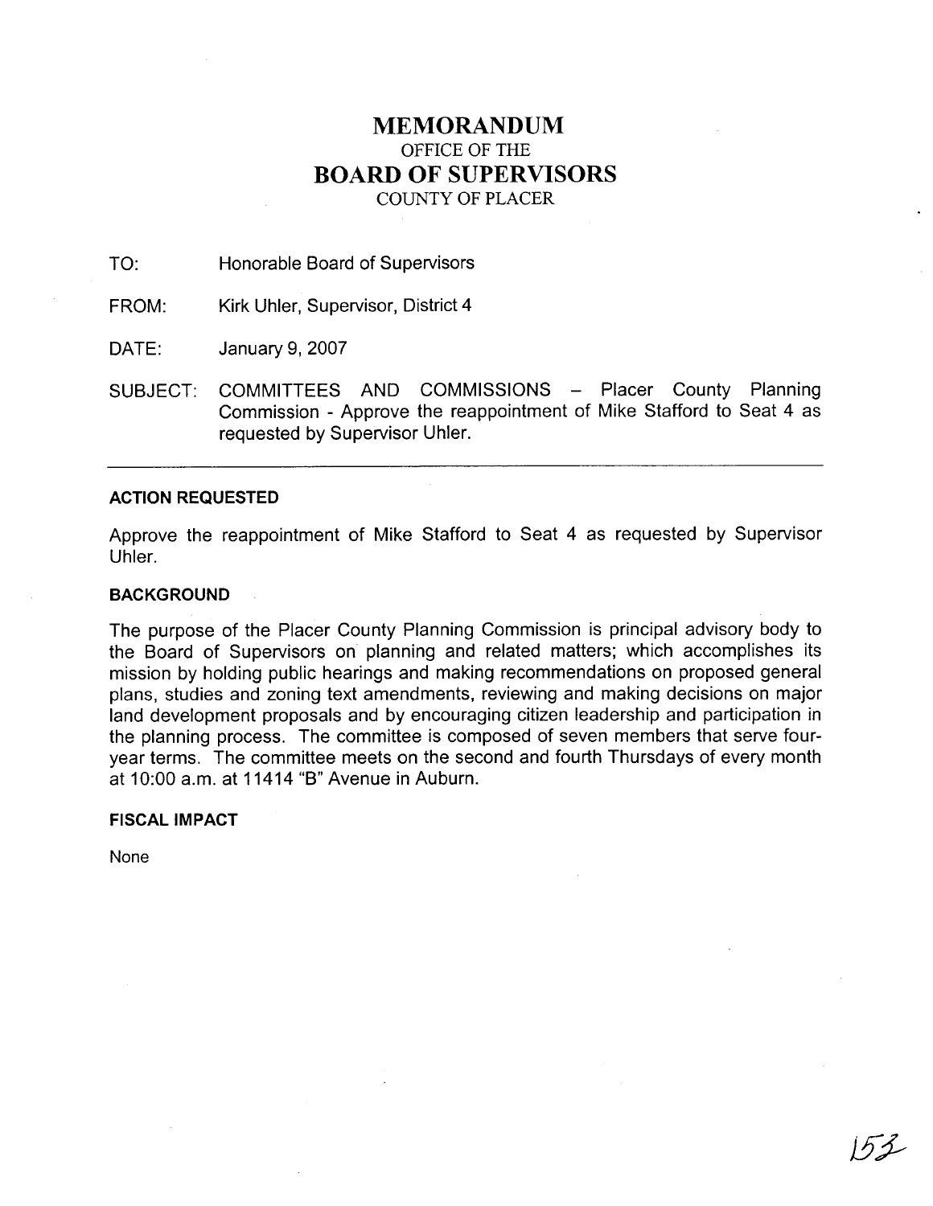# MEMORANDUM

OFFICE OF THE

## BOARD OF SUPERVISORS

COUNTY OF PLACER

TO: Honorable Board of Supervisors

FROM: Kirk Uhler, Supervisor, District 4

DATE: January 9, 2007

SUBJECT: COMMITTEES AND COMMISSIONS – Placer County Planning Commission - Approve the reappointment of Mike Stafford to Seat 4 as requested by Supervisor Uhler.

---

**ACTION REQUESTED**

Approve the reappointment of Mike Stafford to Seat 4 as requested by Supervisor Uhler.

**BACKGROUND**

The purpose of the Placer County Planning Commission is principal advisory body to the Board of Supervisors on planning and related matters; which accomplishes its mission by holding public hearings and making recommendations on proposed general plans, studies and zoning text amendments, reviewing and making decisions on major land development proposals and by encouraging citizen leadership and participation in the planning process. The committee is composed of seven members that serve four-year terms. The committee meets on the second and fourth Thursdays of every month at 10:00 a.m. at 11414 "B" Avenue in Auburn.

**FISCAL IMPACT**

None